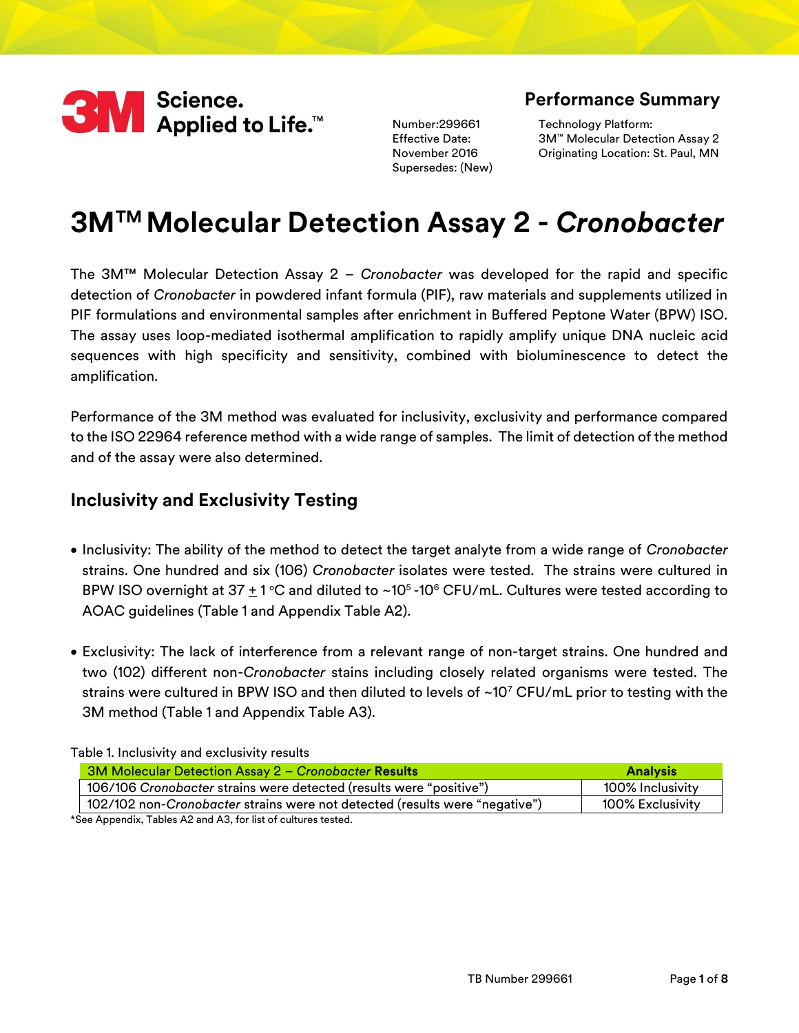3M Science. Applied to Life.™

## Performance Summary

Number:299661
Effective Date: November 2016
Supersedes: (New)

Technology Platform: 3M™ Molecular Detection Assay 2
Originating Location: St. Paul, MN

# 3M™ Molecular Detection Assay 2 - *Cronobacter*

The 3M™ Molecular Detection Assay 2 – *Cronobacter* was developed for the rapid and specific detection of *Cronobacter* in powdered infant formula (PIF), raw materials and supplements utilized in PIF formulations and environmental samples after enrichment in Buffered Peptone Water (BPW) ISO. The assay uses loop-mediated isothermal amplification to rapidly amplify unique DNA nucleic acid sequences with high specificity and sensitivity, combined with bioluminescence to detect the amplification.

Performance of the 3M method was evaluated for inclusivity, exclusivity and performance compared to the ISO 22964 reference method with a wide range of samples. The limit of detection of the method and of the assay were also determined.

## Inclusivity and Exclusivity Testing

- Inclusivity: The ability of the method to detect the target analyte from a wide range of *Cronobacter* strains. One hundred and six (106) *Cronobacter* isolates were tested. The strains were cultured in BPW ISO overnight at 37 ± 1 °C and diluted to ~$10^5$-$10^6$ CFU/mL. Cultures were tested according to AOAC guidelines (Table 1 and Appendix Table A2).
- Exclusivity: The lack of interference from a relevant range of non-target strains. One hundred and two (102) different non-*Cronobacter* stains including closely related organisms were tested. The strains were cultured in BPW ISO and then diluted to levels of ~$10^7$ CFU/mL prior to testing with the 3M method (Table 1 and Appendix Table A3).

Table 1. Inclusivity and exclusivity results

| 3M Molecular Detection Assay 2 – *Cronobacter* **Results** | **Analysis** |
|---|---|
| 106/106 *Cronobacter* strains were detected (results were "positive") | 100% Inclusivity |
| 102/102 non-*Cronobacter* strains were not detected (results were "negative") | 100% Exclusivity |

*See Appendix, Tables A2 and A3, for list of cultures tested.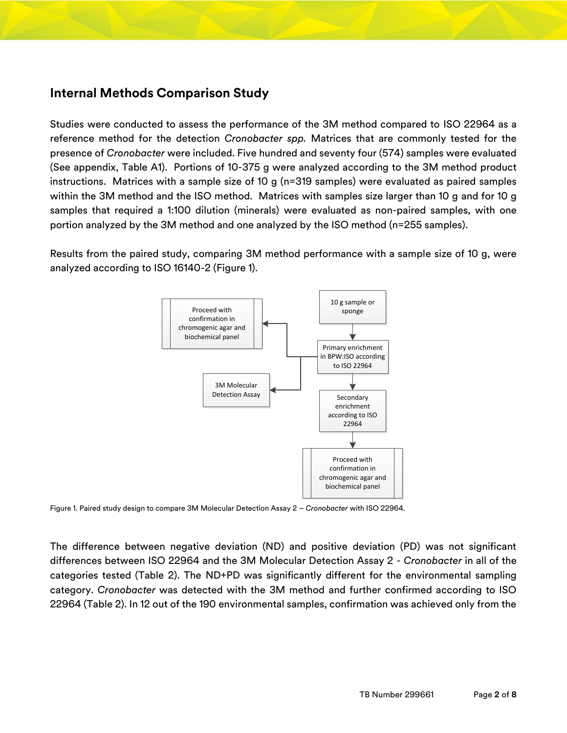## Internal Methods Comparison Study

Studies were conducted to assess the performance of the 3M method compared to ISO 22964 as a reference method for the detection *Cronobacter spp.* Matrices that are commonly tested for the presence of *Cronobacter* were included. Five hundred and seventy four (574) samples were evaluated (See appendix, Table A1). Portions of 10-375 g were analyzed according to the 3M method product instructions. Matrices with a sample size of 10 g (n=319 samples) were evaluated as paired samples within the 3M method and the ISO method. Matrices with samples size larger than 10 g and for 10 g samples that required a 1:100 dilution (minerals) were evaluated as non-paired samples, with one portion analyzed by the 3M method and one analyzed by the ISO method (n=255 samples).

Results from the paired study, comparing 3M method performance with a sample size of 10 g, were analyzed according to ISO 16140-2 (Figure 1).

10 g sample or sponge → Primary enrichment in BPW:ISO according to ISO 22964 → Secondary enrichment according to ISO 22964 → Proceed with confirmation in chromogenic agar and biochemical panel

Primary enrichment in BPW:ISO according to ISO 22964 → Proceed with confirmation in chromogenic agar and biochemical panel

Primary enrichment in BPW:ISO according to ISO 22964 → 3M Molecular Detection Assay

Figure 1. Paired study design to compare 3M Molecular Detection Assay 2 – *Cronobacter* with ISO 22964.

The difference between negative deviation (ND) and positive deviation (PD) was not significant differences between ISO 22964 and the 3M Molecular Detection Assay 2 - *Cronobacter* in all of the categories tested (Table 2). The ND+PD was significantly different for the environmental sampling category. *Cronobacter* was detected with the 3M method and further confirmed according to ISO 22964 (Table 2). In 12 out of the 190 environmental samples, confirmation was achieved only from the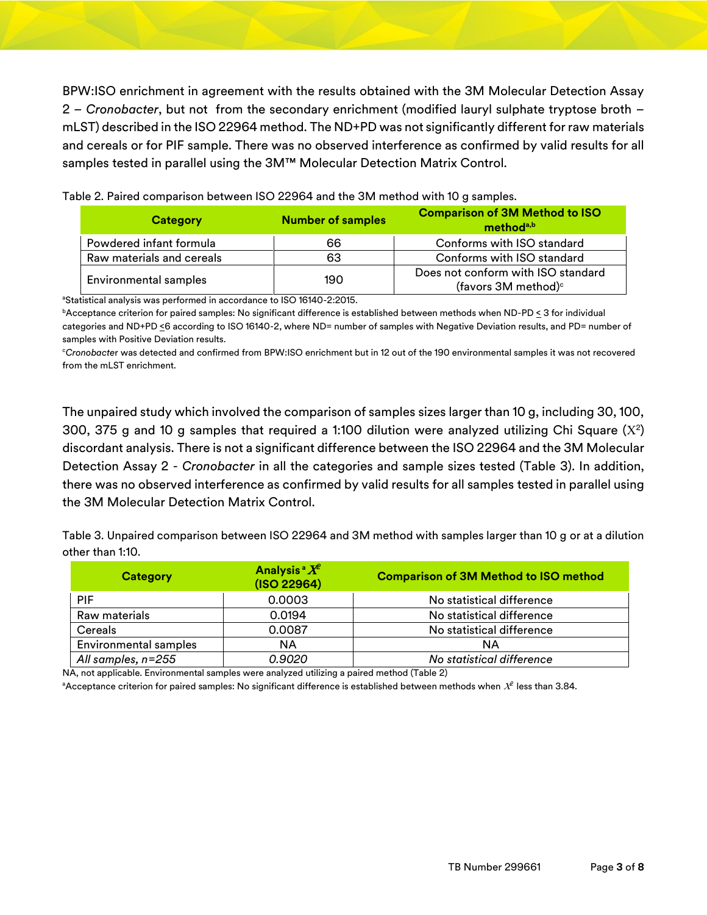BPW:ISO enrichment in agreement with the results obtained with the 3M Molecular Detection Assay 2 – *Cronobacter*, but not from the secondary enrichment (modified lauryl sulphate tryptose broth – mLST) described in the ISO 22964 method. The ND+PD was not significantly different for raw materials and cereals or for PIF sample. There was no observed interference as confirmed by valid results for all samples tested in parallel using the 3M™ Molecular Detection Matrix Control.

Table 2. Paired comparison between ISO 22964 and the 3M method with 10 g samples.

| Category | Number of samples | Comparison of 3M Method to ISO method[a,b] |
|---|---|---|
| Powdered infant formula | 66 | Conforms with ISO standard |
| Raw materials and cereals | 63 | Conforms with ISO standard |
| Environmental samples | 190 | Does not conform with ISO standard (favors 3M method)[c] |

[a]Statistical analysis was performed in accordance to ISO 16140-2:2015.

[b]Acceptance criterion for paired samples: No significant difference is established between methods when ND-PD $\leq$ 3 for individual categories and ND+PD $\leq$6 according to ISO 16140-2, where ND= number of samples with Negative Deviation results, and PD= number of samples with Positive Deviation results.

[c]*Cronobacter* was detected and confirmed from BPW:ISO enrichment but in 12 out of the 190 environmental samples it was not recovered from the mLST enrichment.

The unpaired study which involved the comparison of samples sizes larger than 10 g, including 30, 100, 300, 375 g and 10 g samples that required a 1:100 dilution were analyzed utilizing Chi Square ($X^2$) discordant analysis. There is not a significant difference between the ISO 22964 and the 3M Molecular Detection Assay 2 - *Cronobacter* in all the categories and sample sizes tested (Table 3). In addition, there was no observed interference as confirmed by valid results for all samples tested in parallel using the 3M Molecular Detection Matrix Control.

Table 3. Unpaired comparison between ISO 22964 and 3M method with samples larger than 10 g or at a dilution other than 1:10.

| Category | Analysis[a] $X^2$ (ISO 22964) | Comparison of 3M Method to ISO method |
|---|---|---|
| PIF | 0.0003 | No statistical difference |
| Raw materials | 0.0194 | No statistical difference |
| Cereals | 0.0087 | No statistical difference |
| Environmental samples | NA | NA |
| *All samples, n=255* | *0.9020* | *No statistical difference* |

NA, not applicable. Environmental samples were analyzed utilizing a paired method (Table 2)

[a]Acceptance criterion for paired samples: No significant difference is established between methods when $X^2$ less than 3.84.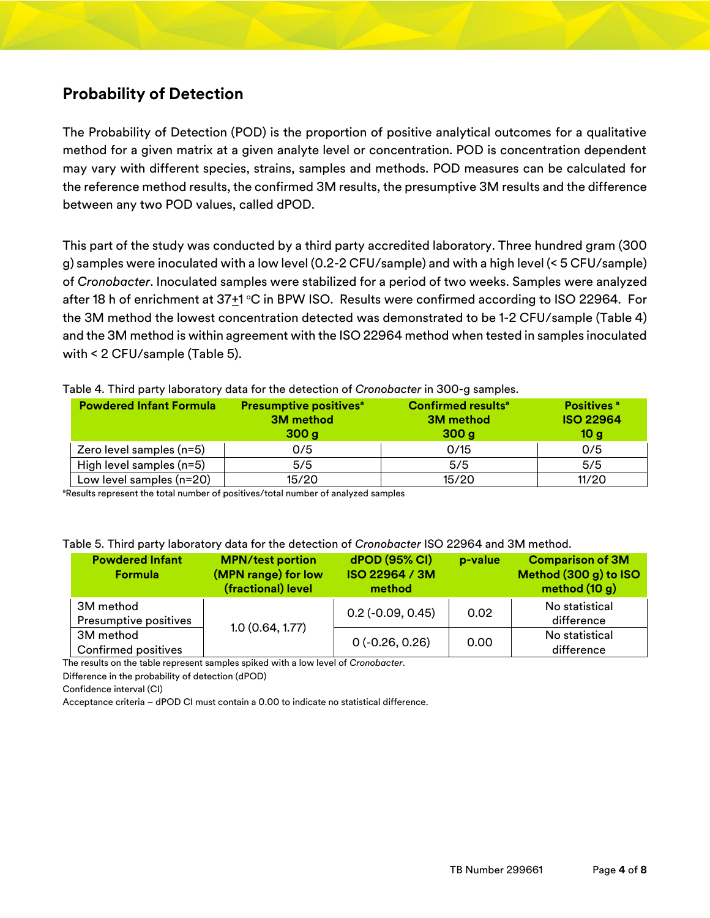## Probability of Detection

The Probability of Detection (POD) is the proportion of positive analytical outcomes for a qualitative method for a given matrix at a given analyte level or concentration. POD is concentration dependent may vary with different species, strains, samples and methods. POD measures can be calculated for the reference method results, the confirmed 3M results, the presumptive 3M results and the difference between any two POD values, called dPOD.

This part of the study was conducted by a third party accredited laboratory. Three hundred gram (300 g) samples were inoculated with a low level (0.2-2 CFU/sample) and with a high level (< 5 CFU/sample) of *Cronobacter*. Inoculated samples were stabilized for a period of two weeks. Samples were analyzed after 18 h of enrichment at 37±1 °C in BPW ISO. Results were confirmed according to ISO 22964. For the 3M method the lowest concentration detected was demonstrated to be 1-2 CFU/sample (Table 4) and the 3M method is within agreement with the ISO 22964 method when tested in samples inoculated with < 2 CFU/sample (Table 5).

Table 4. Third party laboratory data for the detection of *Cronobacter* in 300-g samples.

| Powdered Infant Formula | Presumptive positives[a] 3M method 300 g | Confirmed results[a] 3M method 300 g | Positives [a] ISO 22964 10 g |
|---|---|---|---|
| Zero level samples (n=5) | 0/5 | 0/15 | 0/5 |
| High level samples (n=5) | 5/5 | 5/5 | 5/5 |
| Low level samples (n=20) | 15/20 | 15/20 | 11/20 |

[a]Results represent the total number of positives/total number of analyzed samples

Table 5. Third party laboratory data for the detection of *Cronobacter* ISO 22964 and 3M method.

| Powdered Infant Formula | MPN/test portion (MPN range) for low (fractional) level | dPOD (95% CI) ISO 22964 / 3M method | p-value | Comparison of 3M Method (300 g) to ISO method (10 g) |
|---|---|---|---|---|
| 3M method Presumptive positives | 1.0 (0.64, 1.77) | 0.2 (-0.09, 0.45) | 0.02 | No statistical difference |
| 3M method Confirmed positives | | 0 (-0.26, 0.26) | 0.00 | No statistical difference |

The results on the table represent samples spiked with a low level of *Cronobacter*.
Difference in the probability of detection (dPOD)
Confidence interval (CI)
Acceptance criteria – dPOD CI must contain a 0.00 to indicate no statistical difference.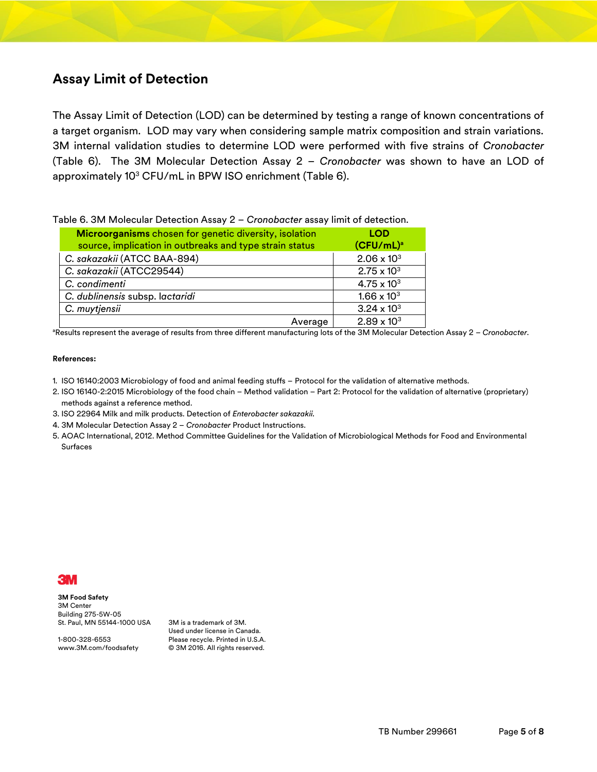## Assay Limit of Detection

The Assay Limit of Detection (LOD) can be determined by testing a range of known concentrations of a target organism. LOD may vary when considering sample matrix composition and strain variations. 3M internal validation studies to determine LOD were performed with five strains of *Cronobacter* (Table 6). The 3M Molecular Detection Assay 2 – *Cronobacter* was shown to have an LOD of approximately $10^3$ CFU/mL in BPW ISO enrichment (Table 6).

Table 6. 3M Molecular Detection Assay 2 – *Cronobacter* assay limit of detection.

| **Microorganisms** chosen for genetic diversity, isolation source, implication in outbreaks and type strain status | **LOD (CFU/mL)**[a] |
|---|---|
| *C. sakazakii* (ATCC BAA-894) | $2.06 \times 10^3$ |
| *C. sakazakii* (ATCC29544) | $2.75 \times 10^3$ |
| *C. condimenti* | $4.75 \times 10^3$ |
| *C. dublinensis* subsp. *lactaridi* | $1.66 \times 10^3$ |
| *C. muytjensii* | $3.24 \times 10^3$ |
| Average | $2.89 \times 10^3$ |

[a]Results represent the average of results from three different manufacturing lots of the 3M Molecular Detection Assay 2 – *Cronobacter*.

**References:**

1. ISO 16140:2003 Microbiology of food and animal feeding stuffs – Protocol for the validation of alternative methods.
2. ISO 16140-2:2015 Microbiology of the food chain – Method validation – Part 2: Protocol for the validation of alternative (proprietary) methods against a reference method.
3. ISO 22964 Milk and milk products. Detection of *Enterobacter sakazakii.*
4. 3M Molecular Detection Assay 2 – *Cronobacter* Product Instructions.
5. AOAC International, 2012. Method Committee Guidelines for the Validation of Microbiological Methods for Food and Environmental Surfaces

3M

**3M Food Safety**
3M Center
Building 275-5W-05
St. Paul, MN 55144-1000 USA

1-800-328-6553
www.3M.com/foodsafety

3M is a trademark of 3M.
Used under license in Canada.
Please recycle. Printed in U.S.A.
© 3M 2016. All rights reserved.

TB Number 299661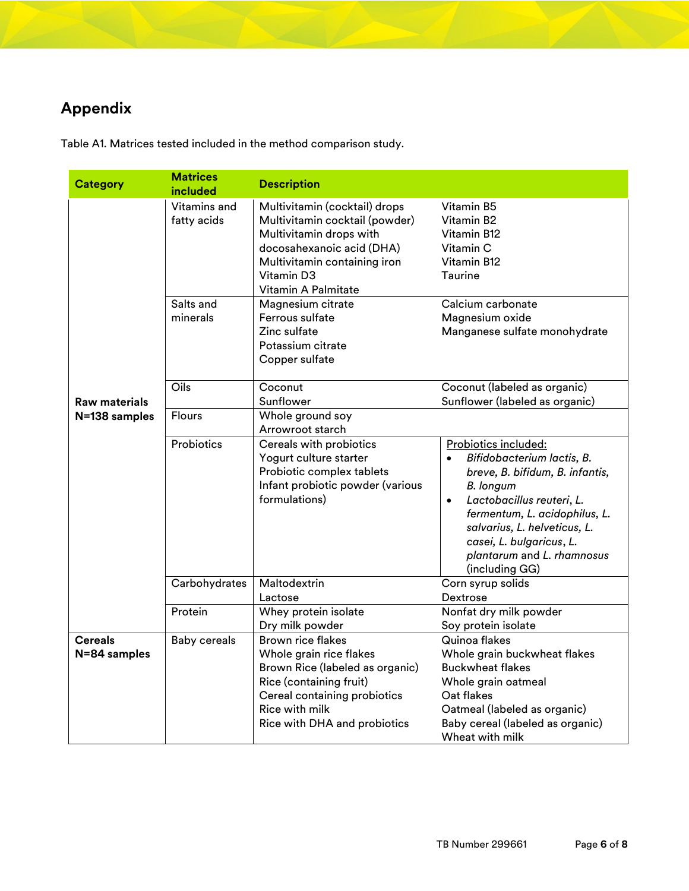## Appendix

Table A1. Matrices tested included in the method comparison study.

| Category | Matrices included | Description | |
|---|---|---|---|
| **Raw materials N=138 samples** | Vitamins and fatty acids | Multivitamin (cocktail) drops<br>Multivitamin cocktail (powder)<br>Multivitamin drops with docosahexanoic acid (DHA)<br>Multivitamin containing iron<br>Vitamin D3<br>Vitamin A Palmitate | Vitamin B5<br>Vitamin B2<br>Vitamin B12<br>Vitamin C<br>Vitamin B12<br>Taurine |
| | Salts and minerals | Magnesium citrate<br>Ferrous sulfate<br>Zinc sulfate<br>Potassium citrate<br>Copper sulfate | Calcium carbonate<br>Magnesium oxide<br>Manganese sulfate monohydrate |
| | Oils | Coconut<br>Sunflower | Coconut (labeled as organic)<br>Sunflower (labeled as organic) |
| | Flours | Whole ground soy<br>Arrowroot starch | |
| | Probiotics | Cereals with probiotics<br>Yogurt culture starter<br>Probiotic complex tablets<br>Infant probiotic powder (various formulations) | Probiotics included:<br>• *Bifidobacterium lactis, B. breve, B. bifidum, B. infantis, B. longum*<br>• *Lactobacillus reuteri*, *L. fermentum, L. acidophilus, L. salvarius, L. helveticus, L. casei, L. bulgaricus*, *L. plantarum* and *L. rhamnosus* (including GG) |
| | Carbohydrates | Maltodextrin<br>Lactose | Corn syrup solids<br>Dextrose |
| | Protein | Whey protein isolate<br>Dry milk powder | Nonfat dry milk powder<br>Soy protein isolate |
| **Cereals N=84 samples** | Baby cereals | Brown rice flakes<br>Whole grain rice flakes<br>Brown Rice (labeled as organic)<br>Rice (containing fruit)<br>Cereal containing probiotics<br>Rice with milk<br>Rice with DHA and probiotics | Quinoa flakes<br>Whole grain buckwheat flakes<br>Buckwheat flakes<br>Whole grain oatmeal<br>Oat flakes<br>Oatmeal (labeled as organic)<br>Baby cereal (labeled as organic)<br>Wheat with milk |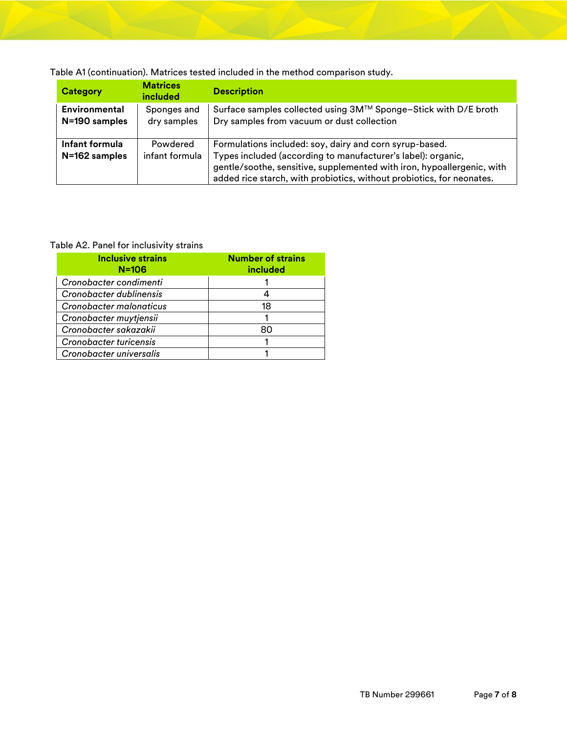Table A1 (continuation). Matrices tested included in the method comparison study.

| Category | Matrices included | Description |
| --- | --- | --- |
| **Environmental N=190 samples** | Sponges and dry samples | Surface samples collected using 3M™ Sponge–Stick with D/E broth<br>Dry samples from vacuum or dust collection |
| **Infant formula N=162 samples** | Powdered infant formula | Formulations included: soy, dairy and corn syrup-based.<br>Types included (according to manufacturer's label): organic, gentle/soothe, sensitive, supplemented with iron, hypoallergenic, with added rice starch, with probiotics, without probiotics, for neonates. |

Table A2. Panel for inclusivity strains

| Inclusive strains N=106 | Number of strains included |
| --- | --- |
| *Cronobacter condimenti* | 1 |
| *Cronobacter dublinensis* | 4 |
| *Cronobacter malonaticus* | 18 |
| *Cronobacter muytjensii* | 1 |
| *Cronobacter sakazakii* | 80 |
| *Cronobacter turicensis* | 1 |
| *Cronobacter universalis* | 1 |

TB Number 299661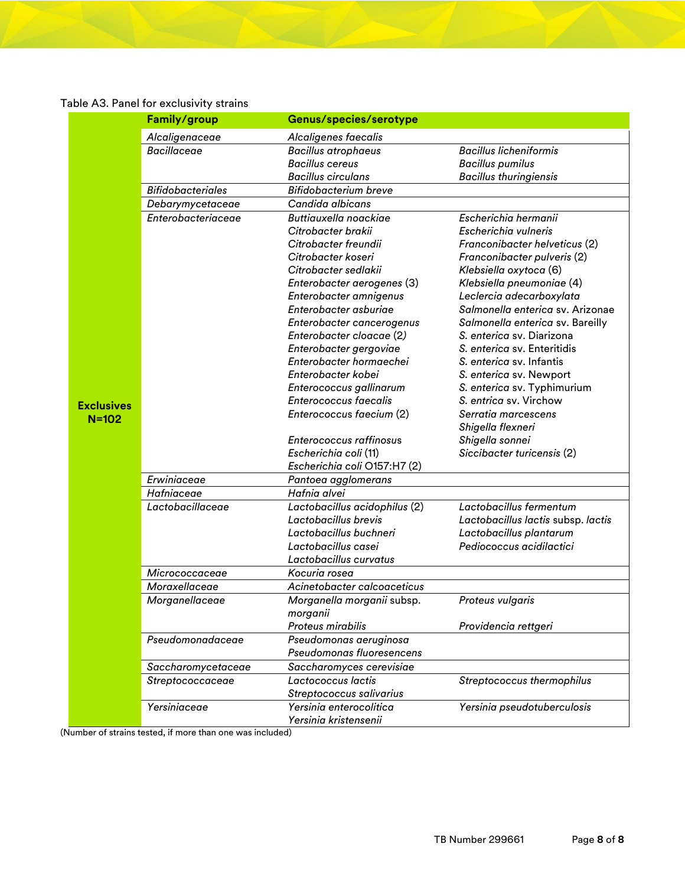Table A3. Panel for exclusivity strains

| | Family/group | Genus/species/serotype | |
|---|---|---|---|
| **Exclusives N=102** | *Alcaligenaceae* | *Alcaligenes faecalis* | |
| | *Bacillaceae* | *Bacillus atrophaeus*<br>*Bacillus cereus*<br>*Bacillus circulans* | *Bacillus licheniformis*<br>*Bacillus pumilus*<br>*Bacillus thuringiensis* |
| | *Bifidobacteriales* | *Bifidobacterium breve* | |
| | *Debarymycetaceae* | *Candida albicans* | |
| | *Enterobacteriaceae* | *Buttiauxella noackiae*<br>*Citrobacter brakii*<br>*Citrobacter freundii*<br>*Citrobacter koseri*<br>*Citrobacter sedlakii*<br>*Enterobacter aerogenes* (3)<br>*Enterobacter amnigenus*<br>*Enterobacter asburiae*<br>*Enterobacter cancerogenus*<br>*Enterobacter cloacae* (2)<br>*Enterobacter gergoviae*<br>*Enterobacter hormaechei*<br>*Enterobacter kobei*<br>*Enterococcus gallinarum*<br>*Enterococcus faecalis*<br>*Enterococcus faecium* (2)<br>*Enterococcus raffinosus*<br>*Escherichia coli* (11)<br>*Escherichia coli* O157:H7 (2) | *Escherichia hermanii*<br>*Escherichia vulneris*<br>*Franconibacter helveticus* (2)<br>*Franconibacter pulveris* (2)<br>*Klebsiella oxytoca* (6)<br>*Klebsiella pneumoniae* (4)<br>*Leclercia adecarboxylata*<br>*Salmonella enterica* sv. Arizonae<br>*Salmonella enterica* sv. Bareilly<br>*S. enterica* sv. Diarizona<br>*S. enterica* sv. Enteritidis<br>*S. enterica* sv. Infantis<br>*S. enterica* sv. Newport<br>*S. enterica* sv. Typhimurium<br>*S. entrica* sv. Virchow<br>*Serratia marcescens*<br>*Shigella flexneri*<br>*Shigella sonnei*<br>*Siccibacter turicensis* (2) |
| | *Erwiniaceae* | *Pantoea agglomerans* | |
| | *Hafniaceae* | *Hafnia alvei* | |
| | *Lactobacillaceae* | *Lactobacillus acidophilus* (2)<br>*Lactobacillus brevis*<br>*Lactobacillus buchneri*<br>*Lactobacillus casei*<br>*Lactobacillus curvatus* | *Lactobacillus fermentum*<br>*Lactobacillus lactis* subsp. *lactis*<br>*Lactobacillus plantarum*<br>*Pediococcus acidilactici* |
| | *Micrococcaceae* | *Kocuria rosea* | |
| | *Moraxellaceae* | *Acinetobacter calcoaceticus* | |
| | *Morganellaceae* | *Morganella morganii* subsp. *morganii*<br>*Proteus mirabilis* | *Proteus vulgaris*<br>*Providencia rettgeri* |
| | *Pseudomonadaceae* | *Pseudomonas aeruginosa*<br>*Pseudomonas fluoresencens* | |
| | *Saccharomycetaceae* | *Saccharomyces cerevisiae* | |
| | *Streptococcaceae* | *Lactococcus lactis*<br>*Streptococcus salivarius* | *Streptococcus thermophilus* |
| | *Yersiniaceae* | *Yersinia enterocolitica*<br>*Yersinia kristensenii* | *Yersinia pseudotuberculosis* |

(Number of strains tested, if more than one was included)